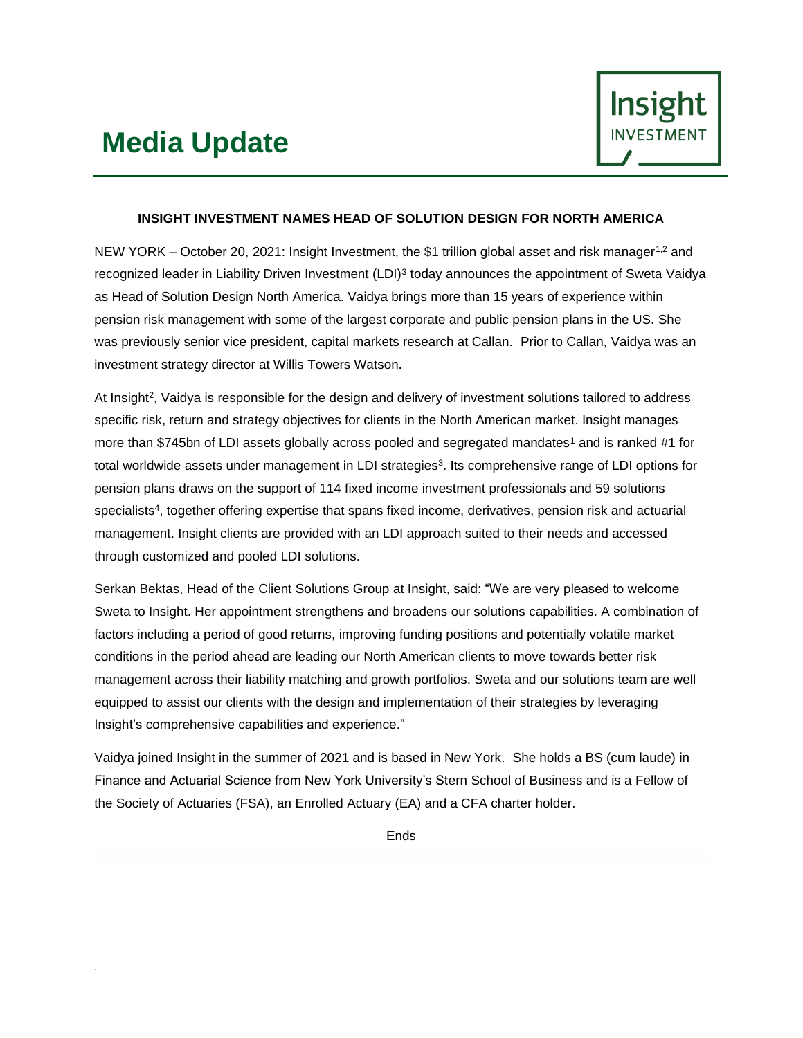# Media Update

**INSIGHT INVESTMENT NAMES HEAD OF SOLUTION DESIGN FOR NORTH AMERICA**

NEW YORK – October 20, 2021: Insight Investment, the $1 trillion global asset and risk manager[1,2] and recognized leader in Liability Driven Investment (LDI)[3] today announces the appointment of Sweta Vaidya as Head of Solution Design North America. Vaidya brings more than 15 years of experience within pension risk management with some of the largest corporate and public pension plans in the US. She was previously senior vice president, capital markets research at Callan. Prior to Callan, Vaidya was an investment strategy director at Willis Towers Watson.

At Insight[2], Vaidya is responsible for the design and delivery of investment solutions tailored to address specific risk, return and strategy objectives for clients in the North American market. Insight manages more than $745bn of LDI assets globally across pooled and segregated mandates[1] and is ranked #1 for total worldwide assets under management in LDI strategies[3]. Its comprehensive range of LDI options for pension plans draws on the support of 114 fixed income investment professionals and 59 solutions specialists[4], together offering expertise that spans fixed income, derivatives, pension risk and actuarial management. Insight clients are provided with an LDI approach suited to their needs and accessed through customized and pooled LDI solutions.

Serkan Bektas, Head of the Client Solutions Group at Insight, said: "We are very pleased to welcome Sweta to Insight. Her appointment strengthens and broadens our solutions capabilities. A combination of factors including a period of good returns, improving funding positions and potentially volatile market conditions in the period ahead are leading our North American clients to move towards better risk management across their liability matching and growth portfolios. Sweta and our solutions team are well equipped to assist our clients with the design and implementation of their strategies by leveraging Insight's comprehensive capabilities and experience."

Vaidya joined Insight in the summer of 2021 and is based in New York. She holds a BS (cum laude) in Finance and Actuarial Science from New York University's Stern School of Business and is a Fellow of the Society of Actuaries (FSA), an Enrolled Actuary (EA) and a CFA charter holder.

Ends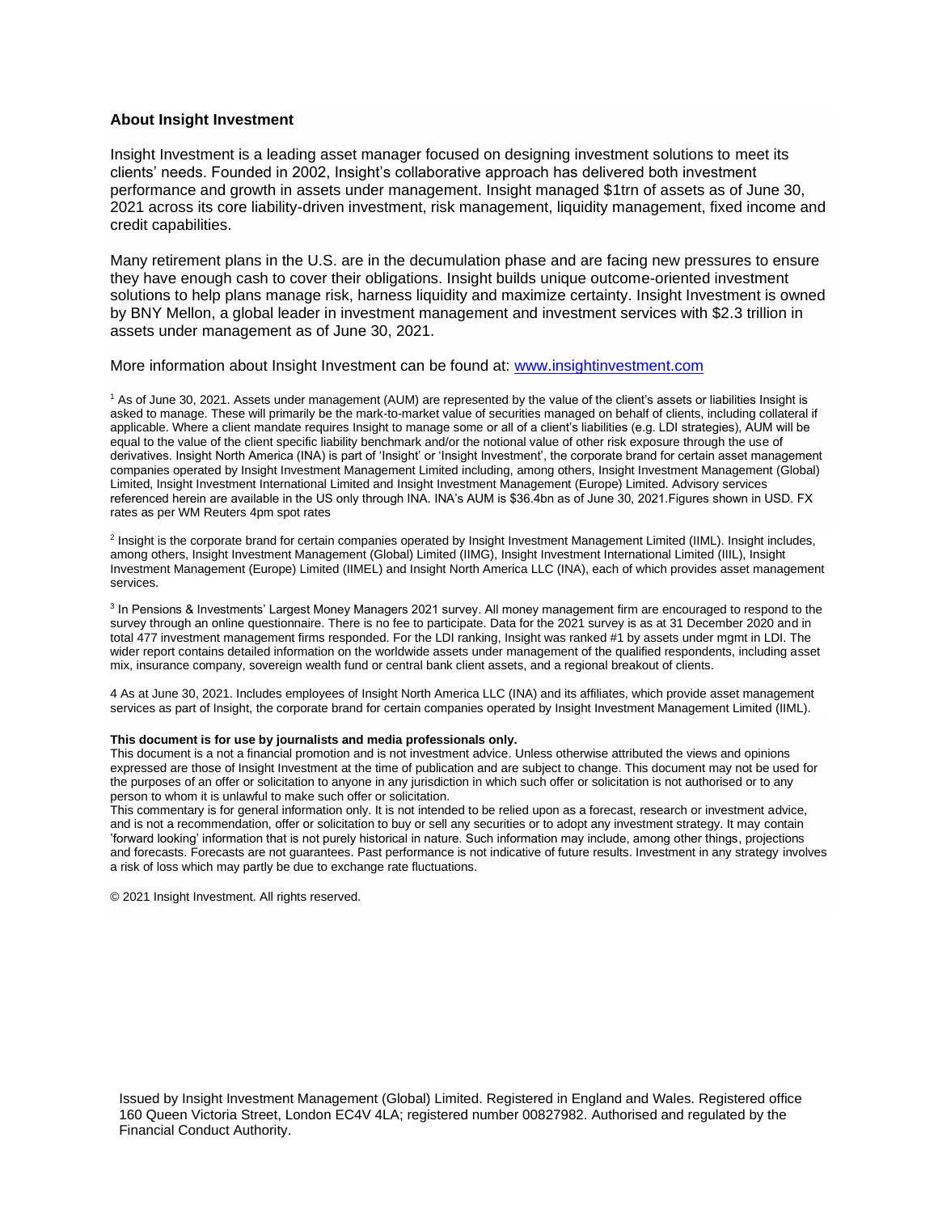**About Insight Investment**

Insight Investment is a leading asset manager focused on designing investment solutions to meet its clients' needs. Founded in 2002, Insight's collaborative approach has delivered both investment performance and growth in assets under management. Insight managed $1trn of assets as of June 30, 2021 across its core liability-driven investment, risk management, liquidity management, fixed income and credit capabilities.

Many retirement plans in the U.S. are in the decumulation phase and are facing new pressures to ensure they have enough cash to cover their obligations. Insight builds unique outcome-oriented investment solutions to help plans manage risk, harness liquidity and maximize certainty. Insight Investment is owned by BNY Mellon, a global leader in investment management and investment services with $2.3 trillion in assets under management as of June 30, 2021.

More information about Insight Investment can be found at: [www.insightinvestment.com](http://www.insightinvestment.com)

[1] As of June 30, 2021. Assets under management (AUM) are represented by the value of the client's assets or liabilities Insight is asked to manage. These will primarily be the mark-to-market value of securities managed on behalf of clients, including collateral if applicable. Where a client mandate requires Insight to manage some or all of a client's liabilities (e.g. LDI strategies), AUM will be equal to the value of the client specific liability benchmark and/or the notional value of other risk exposure through the use of derivatives. Insight North America (INA) is part of 'Insight' or 'Insight Investment', the corporate brand for certain asset management companies operated by Insight Investment Management Limited including, among others, Insight Investment Management (Global) Limited, Insight Investment International Limited and Insight Investment Management (Europe) Limited. Advisory services referenced herein are available in the US only through INA. INA's AUM is $36.4bn as of June 30, 2021.Figures shown in USD. FX rates as per WM Reuters 4pm spot rates

[2] Insight is the corporate brand for certain companies operated by Insight Investment Management Limited (IIML). Insight includes, among others, Insight Investment Management (Global) Limited (IIMG), Insight Investment International Limited (IIIL), Insight Investment Management (Europe) Limited (IIMEL) and Insight North America LLC (INA), each of which provides asset management services.

[3] In Pensions & Investments' Largest Money Managers 2021 survey. All money management firm are encouraged to respond to the survey through an online questionnaire. There is no fee to participate. Data for the 2021 survey is as at 31 December 2020 and in total 477 investment management firms responded. For the LDI ranking, Insight was ranked #1 by assets under mgmt in LDI. The wider report contains detailed information on the worldwide assets under management of the qualified respondents, including asset mix, insurance company, sovereign wealth fund or central bank client assets, and a regional breakout of clients.

4 As at June 30, 2021. Includes employees of Insight North America LLC (INA) and its affiliates, which provide asset management services as part of Insight, the corporate brand for certain companies operated by Insight Investment Management Limited (IIML).

**This document is for use by journalists and media professionals only.**

This document is a not a financial promotion and is not investment advice. Unless otherwise attributed the views and opinions expressed are those of Insight Investment at the time of publication and are subject to change. This document may not be used for the purposes of an offer or solicitation to anyone in any jurisdiction in which such offer or solicitation is not authorised or to any person to whom it is unlawful to make such offer or solicitation.

This commentary is for general information only. It is not intended to be relied upon as a forecast, research or investment advice, and is not a recommendation, offer or solicitation to buy or sell any securities or to adopt any investment strategy. It may contain 'forward looking' information that is not purely historical in nature. Such information may include, among other things, projections and forecasts. Forecasts are not guarantees. Past performance is not indicative of future results. Investment in any strategy involves a risk of loss which may partly be due to exchange rate fluctuations.

© 2021 Insight Investment. All rights reserved.

Issued by Insight Investment Management (Global) Limited. Registered in England and Wales. Registered office 160 Queen Victoria Street, London EC4V 4LA; registered number 00827982. Authorised and regulated by the Financial Conduct Authority.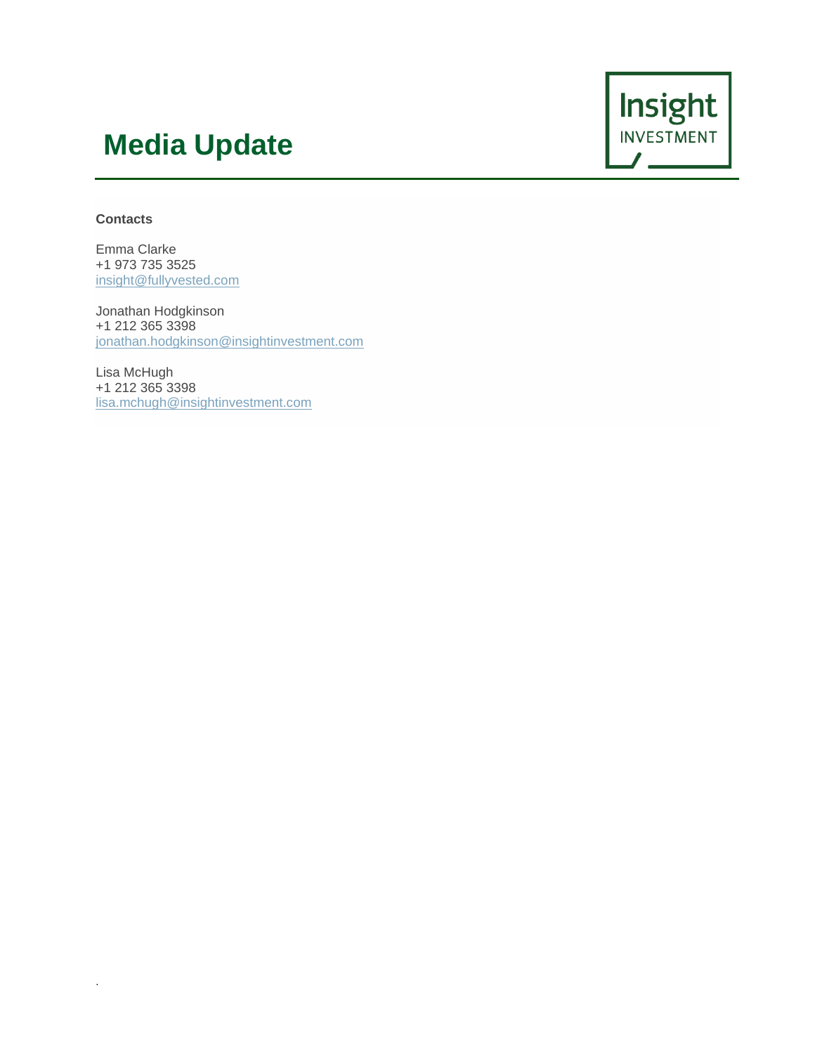# Media Update

**Contacts**

Emma Clarke
+1 973 735 3525
insight@fullyvested.com

Jonathan Hodgkinson
+1 212 365 3398
jonathan.hodgkinson@insightinvestment.com

Lisa McHugh
+1 212 365 3398
lisa.mchugh@insightinvestment.com